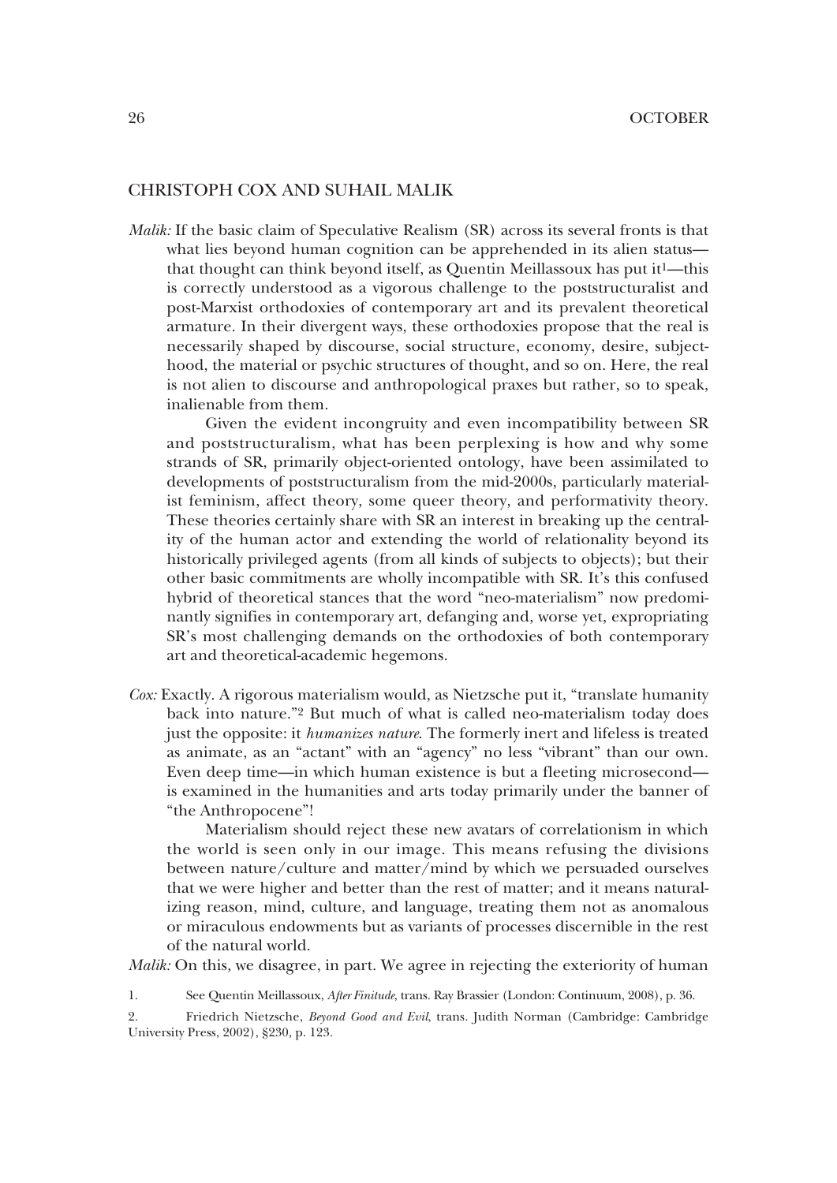## CHRISTOPH COX AND SUHAIL MALIK

*Malik:* If the basic claim of Speculative Realism (SR) across its several fronts is that what lies beyond human cognition can be apprehended in its alien status—that thought can think beyond itself, as Quentin Meillassoux has put it[1]—this is correctly understood as a vigorous challenge to the poststructuralist and post-Marxist orthodoxies of contemporary art and its prevalent theoretical armature. In their divergent ways, these orthodoxies propose that the real is necessarily shaped by discourse, social structure, economy, desire, subjecthood, the material or psychic structures of thought, and so on. Here, the real is not alien to discourse and anthropological praxes but rather, so to speak, inalienable from them.

Given the evident incongruity and even incompatibility between SR and poststructuralism, what has been perplexing is how and why some strands of SR, primarily object-oriented ontology, have been assimilated to developments of poststructuralism from the mid-2000s, particularly materialist feminism, affect theory, some queer theory, and performativity theory. These theories certainly share with SR an interest in breaking up the centrality of the human actor and extending the world of relationality beyond its historically privileged agents (from all kinds of subjects to objects); but their other basic commitments are wholly incompatible with SR. It's this confused hybrid of theoretical stances that the word "neo-materialism" now predominantly signifies in contemporary art, defanging and, worse yet, expropriating SR's most challenging demands on the orthodoxies of both contemporary art and theoretical-academic hegemons.

*Cox:* Exactly. A rigorous materialism would, as Nietzsche put it, "translate humanity back into nature."[2] But much of what is called neo-materialism today does just the opposite: it *humanizes nature*. The formerly inert and lifeless is treated as animate, as an "actant" with an "agency" no less "vibrant" than our own. Even deep time—in which human existence is but a fleeting microsecond—is examined in the humanities and arts today primarily under the banner of "the Anthropocene"!

Materialism should reject these new avatars of correlationism in which the world is seen only in our image. This means refusing the divisions between nature/culture and matter/mind by which we persuaded ourselves that we were higher and better than the rest of matter; and it means naturalizing reason, mind, culture, and language, treating them not as anomalous or miraculous endowments but as variants of processes discernible in the rest of the natural world.

*Malik:* On this, we disagree, in part. We agree in rejecting the exteriority of human

1. See Quentin Meillassoux, *After Finitude*, trans. Ray Brassier (London: Continuum, 2008), p. 36.

2. Friedrich Nietzsche, *Beyond Good and Evil*, trans. Judith Norman (Cambridge: Cambridge University Press, 2002), §230, p. 123.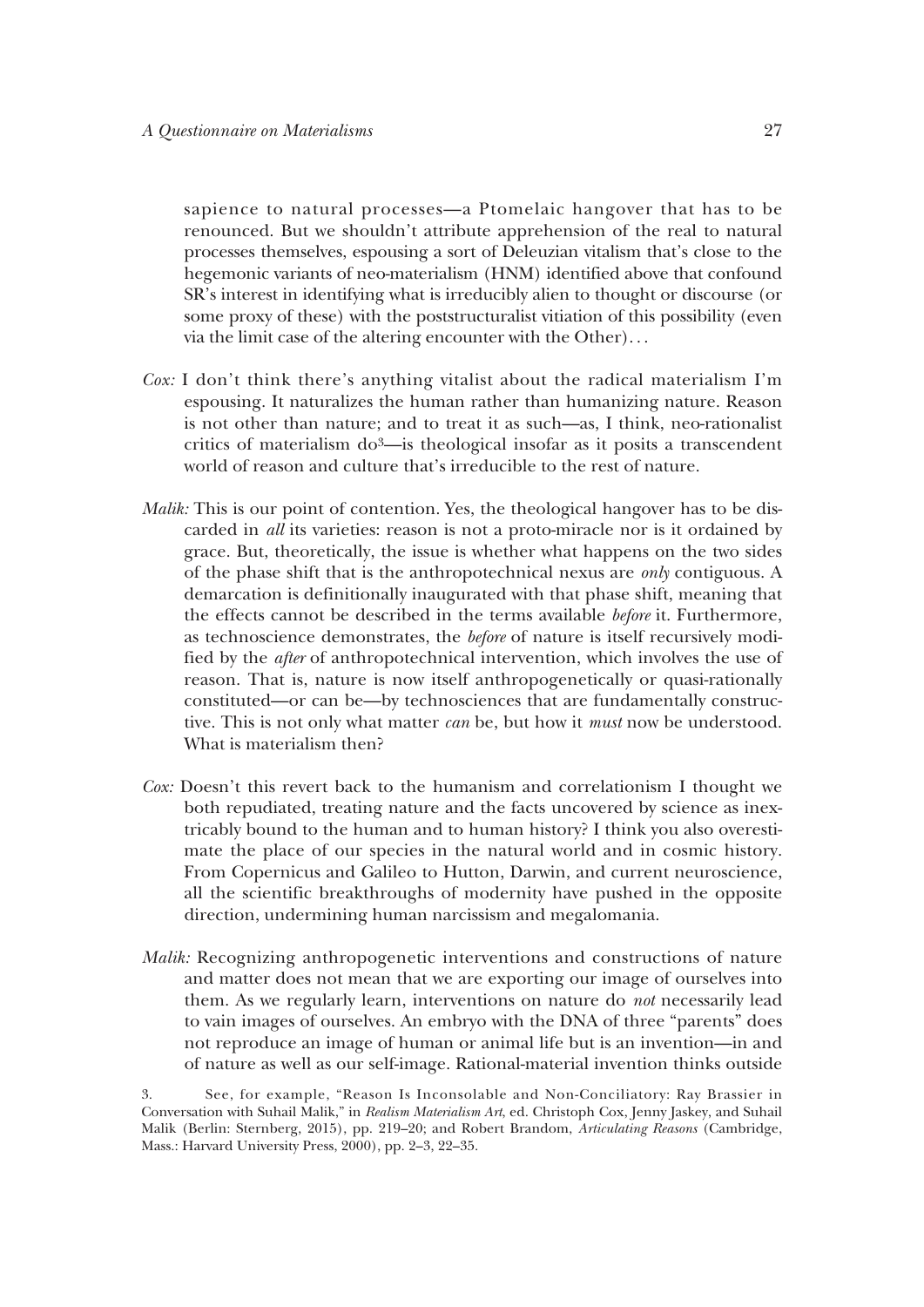sapience to natural processes—a Ptomelaic hangover that has to be renounced. But we shouldn't attribute apprehension of the real to natural processes themselves, espousing a sort of Deleuzian vitalism that's close to the hegemonic variants of neo-materialism (HNM) identified above that confound SR's interest in identifying what is irreducibly alien to thought or discourse (or some proxy of these) with the poststructuralist vitiation of this possibility (even via the limit case of the altering encounter with the Other)…

*Cox:* I don't think there's anything vitalist about the radical materialism I'm espousing. It naturalizes the human rather than humanizing nature. Reason is not other than nature; and to treat it as such—as, I think, neo-rationalist critics of materialism do[3]—is theological insofar as it posits a transcendent world of reason and culture that's irreducible to the rest of nature.

*Malik:* This is our point of contention. Yes, the theological hangover has to be discarded in *all* its varieties: reason is not a proto-miracle nor is it ordained by grace. But, theoretically, the issue is whether what happens on the two sides of the phase shift that is the anthropotechnical nexus are *only* contiguous. A demarcation is definitionally inaugurated with that phase shift, meaning that the effects cannot be described in the terms available *before* it. Furthermore, as technoscience demonstrates, the *before* of nature is itself recursively modified by the *after* of anthropotechnical intervention, which involves the use of reason. That is, nature is now itself anthropogenetically or quasi-rationally constituted—or can be—by technosciences that are fundamentally constructive. This is not only what matter *can* be, but how it *must* now be understood. What is materialism then?

*Cox:* Doesn't this revert back to the humanism and correlationism I thought we both repudiated, treating nature and the facts uncovered by science as inextricably bound to the human and to human history? I think you also overestimate the place of our species in the natural world and in cosmic history. From Copernicus and Galileo to Hutton, Darwin, and current neuroscience, all the scientific breakthroughs of modernity have pushed in the opposite direction, undermining human narcissism and megalomania.

*Malik:* Recognizing anthropogenetic interventions and constructions of nature and matter does not mean that we are exporting our image of ourselves into them. As we regularly learn, interventions on nature do *not* necessarily lead to vain images of ourselves. An embryo with the DNA of three "parents" does not reproduce an image of human or animal life but is an invention—in and of nature as well as our self-image. Rational-material invention thinks outside

3. See, for example, "Reason Is Inconsolable and Non-Conciliatory: Ray Brassier in Conversation with Suhail Malik," in *Realism Materialism Art*, ed. Christoph Cox, Jenny Jaskey, and Suhail Malik (Berlin: Sternberg, 2015), pp. 219–20; and Robert Brandom, *Articulating Reasons* (Cambridge, Mass.: Harvard University Press, 2000), pp. 2–3, 22–35.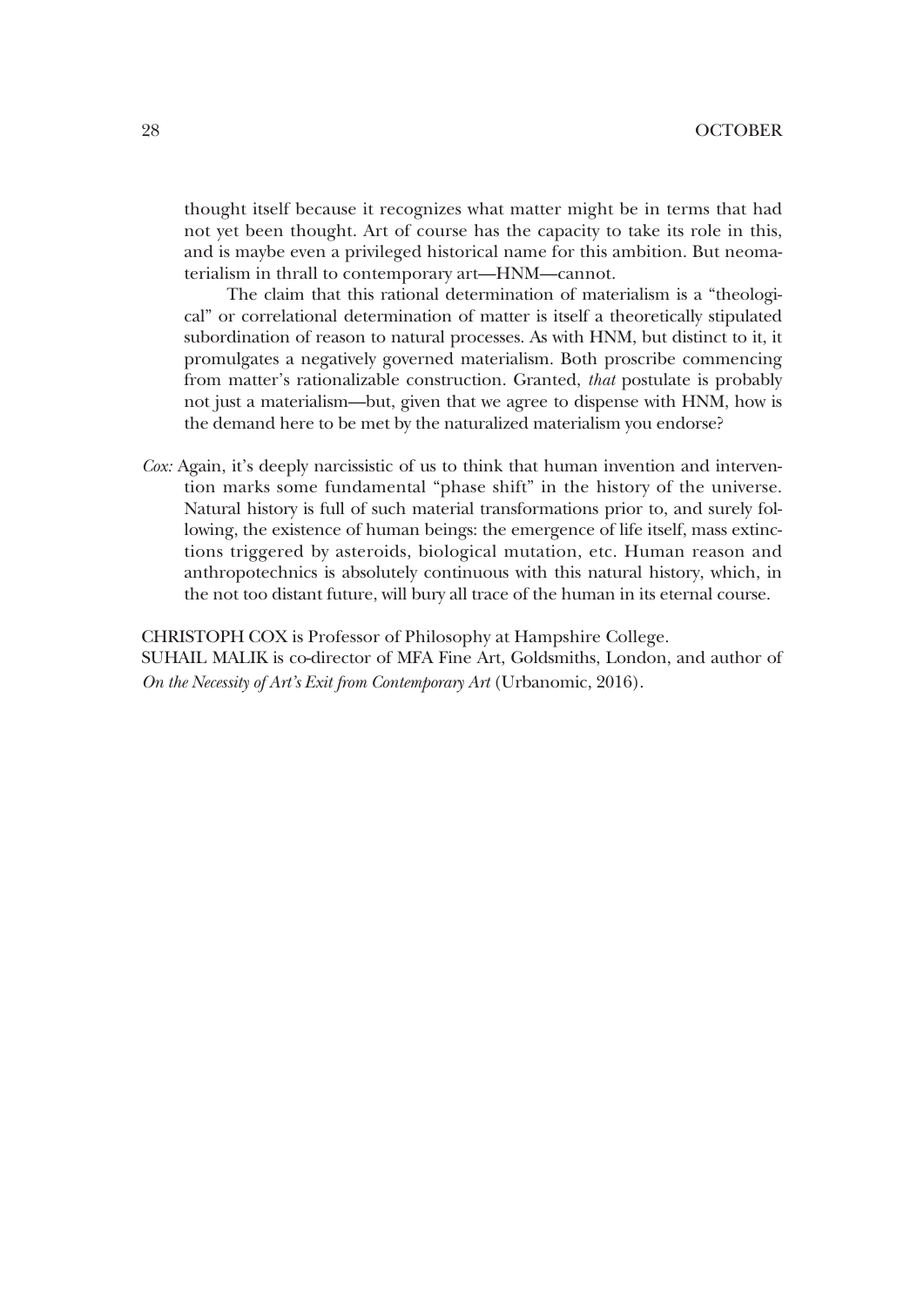thought itself because it recognizes what matter might be in terms that had not yet been thought. Art of course has the capacity to take its role in this, and is maybe even a privileged historical name for this ambition. But neomaterialism in thrall to contemporary art—HNM—cannot.

The claim that this rational determination of materialism is a "theological" or correlational determination of matter is itself a theoretically stipulated subordination of reason to natural processes. As with HNM, but distinct to it, it promulgates a negatively governed materialism. Both proscribe commencing from matter's rationalizable construction. Granted, *that* postulate is probably not just a materialism—but, given that we agree to dispense with HNM, how is the demand here to be met by the naturalized materialism you endorse?

*Cox:* Again, it's deeply narcissistic of us to think that human invention and intervention marks some fundamental "phase shift" in the history of the universe. Natural history is full of such material transformations prior to, and surely following, the existence of human beings: the emergence of life itself, mass extinctions triggered by asteroids, biological mutation, etc. Human reason and anthropotechnics is absolutely continuous with this natural history, which, in the not too distant future, will bury all trace of the human in its eternal course.

CHRISTOPH COX is Professor of Philosophy at Hampshire College.
SUHAIL MALIK is co-director of MFA Fine Art, Goldsmiths, London, and author of *On the Necessity of Art's Exit from Contemporary Art* (Urbanomic, 2016).